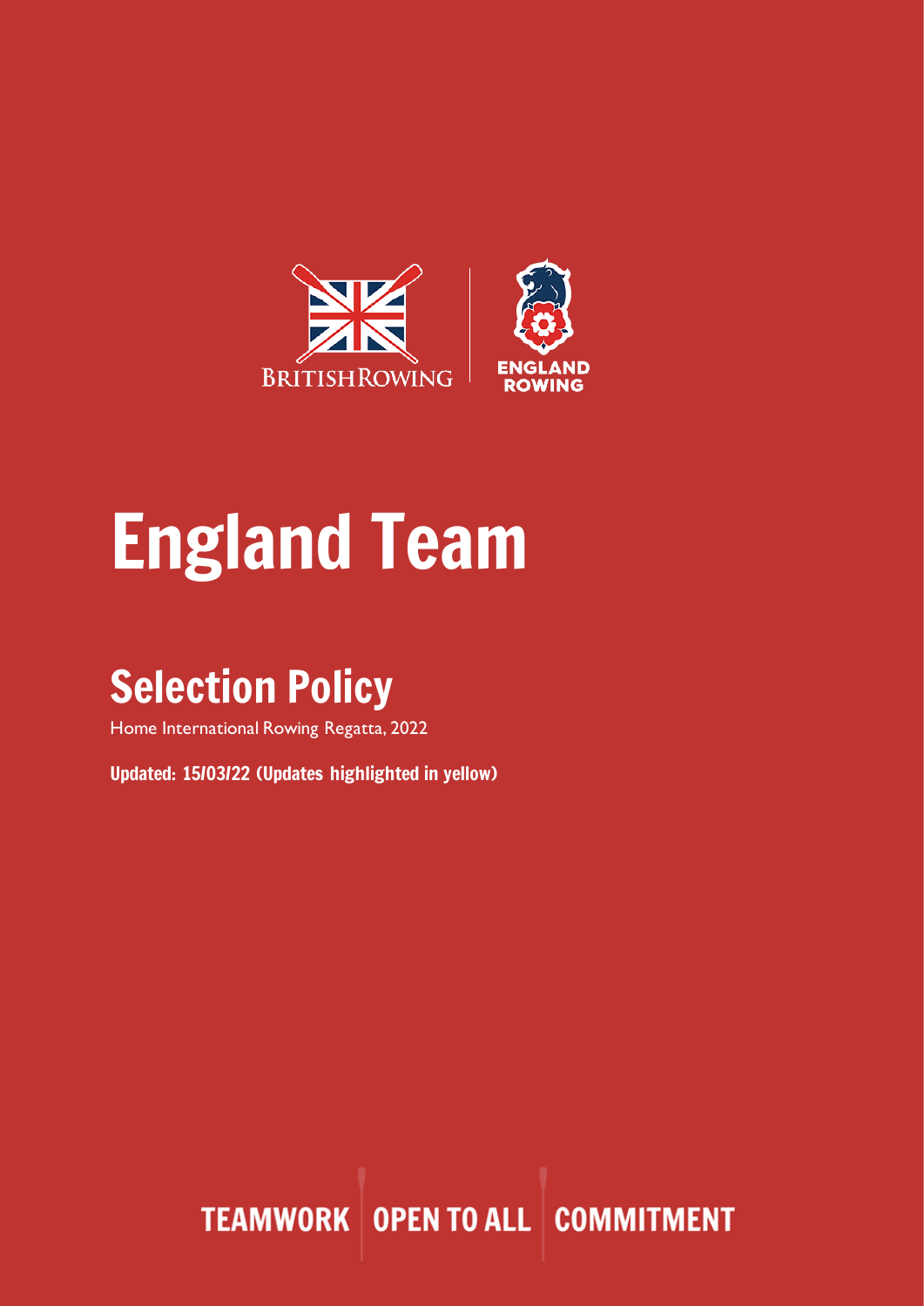BRITISHROWING | ENGLAND ROWING

# England Team

## Selection Policy

Home International Rowing Regatta, 2022

**Updated: 15/03/22 (Updates highlighted in yellow)**

TEAMWORK | OPEN TO ALL | COMMITMENT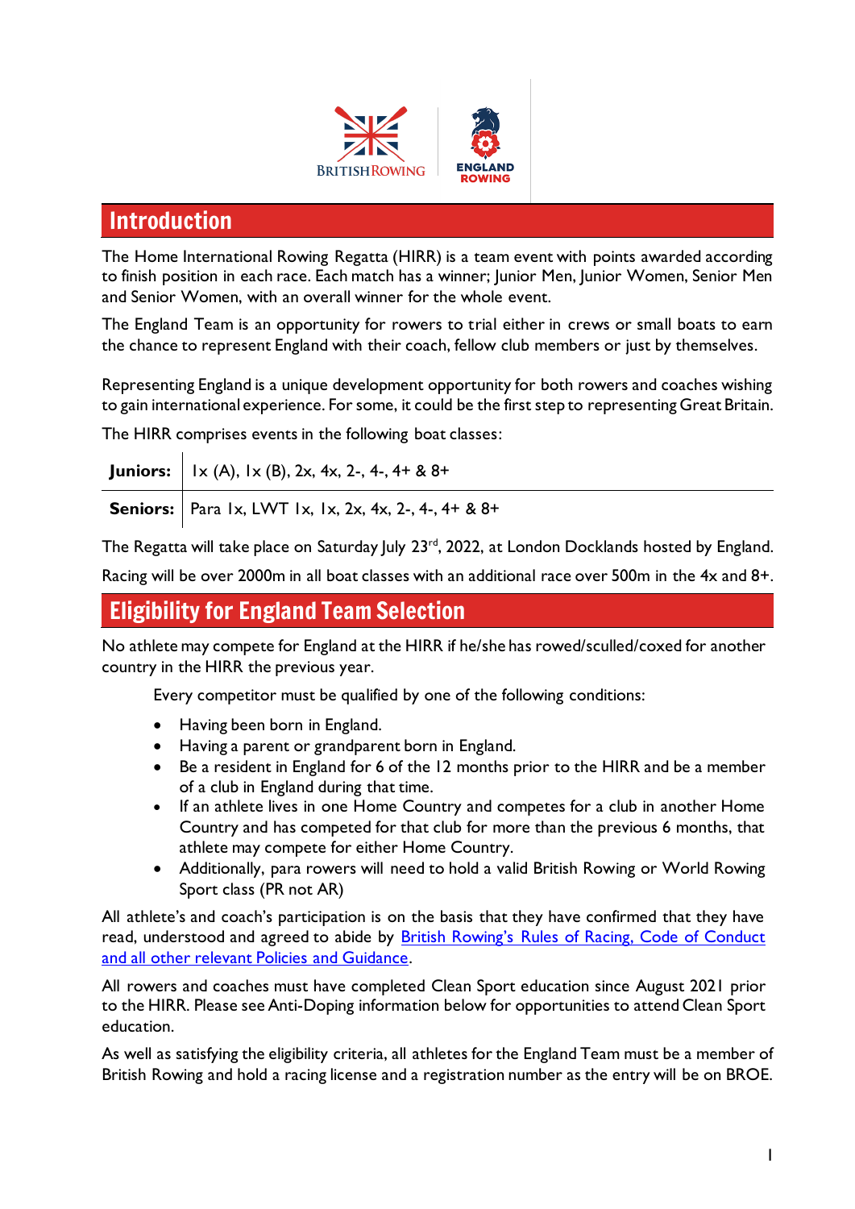## Introduction

The Home International Rowing Regatta (HIRR) is a team event with points awarded according to finish position in each race. Each match has a winner; Junior Men, Junior Women, Senior Men and Senior Women, with an overall winner for the whole event.

The England Team is an opportunity for rowers to trial either in crews or small boats to earn the chance to represent England with their coach, fellow club members or just by themselves.

Representing England is a unique development opportunity for both rowers and coaches wishing to gain international experience. For some, it could be the first step to representing Great Britain.

The HIRR comprises events in the following boat classes:

| | |
|---|---|
| **Juniors:** | 1x (A), 1x (B), 2x, 4x, 2-, 4-, 4+ & 8+ |
| **Seniors:** | Para 1x, LWT 1x, 1x, 2x, 4x, 2-, 4-, 4+ & 8+ |

The Regatta will take place on Saturday July 23rd, 2022, at London Docklands hosted by England.

Racing will be over 2000m in all boat classes with an additional race over 500m in the 4x and 8+.

## Eligibility for England Team Selection

No athlete may compete for England at the HIRR if he/she has rowed/sculled/coxed for another country in the HIRR the previous year.

Every competitor must be qualified by one of the following conditions:

- Having been born in England.
- Having a parent or grandparent born in England.
- Be a resident in England for 6 of the 12 months prior to the HIRR and be a member of a club in England during that time.
- If an athlete lives in one Home Country and competes for a club in another Home Country and has competed for that club for more than the previous 6 months, that athlete may compete for either Home Country.
- Additionally, para rowers will need to hold a valid British Rowing or World Rowing Sport class (PR not AR)

All athlete's and coach's participation is on the basis that they have confirmed that they have read, understood and agreed to abide by British Rowing's Rules of Racing, Code of Conduct and all other relevant Policies and Guidance.

All rowers and coaches must have completed Clean Sport education since August 2021 prior to the HIRR. Please see Anti-Doping information below for opportunities to attend Clean Sport education.

As well as satisfying the eligibility criteria, all athletes for the England Team must be a member of British Rowing and hold a racing license and a registration number as the entry will be on BROE.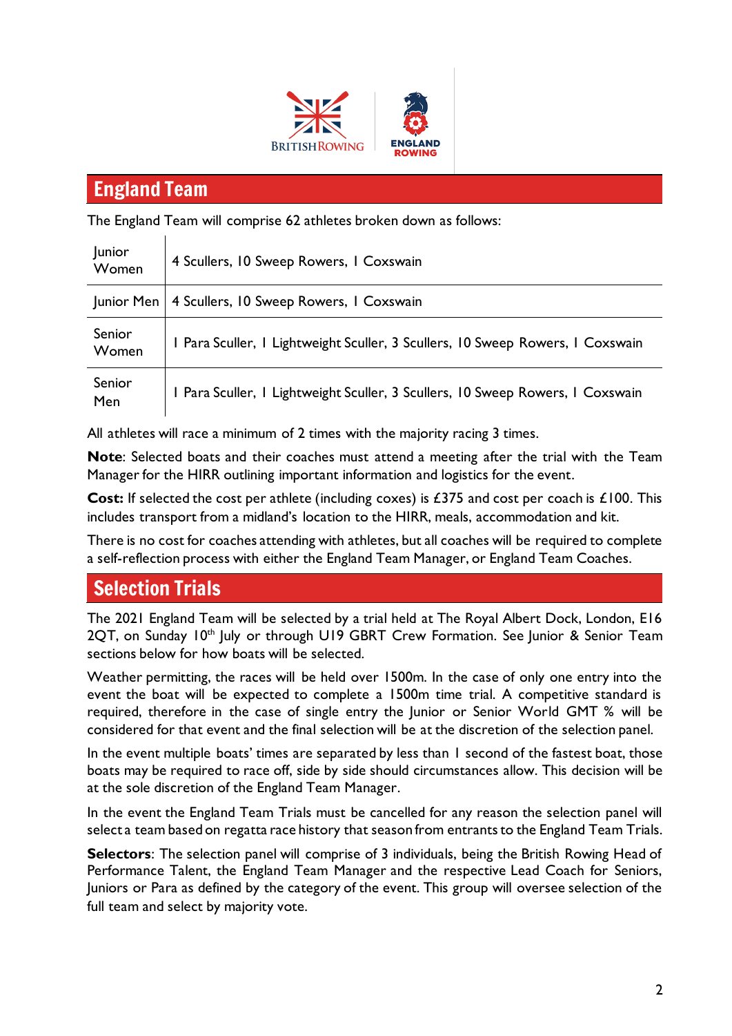## England Team

The England Team will comprise 62 athletes broken down as follows:

| | |
|---|---|
| Junior Women | 4 Scullers, 10 Sweep Rowers, 1 Coxswain |
| Junior Men | 4 Scullers, 10 Sweep Rowers, 1 Coxswain |
| Senior Women | 1 Para Sculler, 1 Lightweight Sculler, 3 Scullers, 10 Sweep Rowers, 1 Coxswain |
| Senior Men | 1 Para Sculler, 1 Lightweight Sculler, 3 Scullers, 10 Sweep Rowers, 1 Coxswain |

All athletes will race a minimum of 2 times with the majority racing 3 times.

**Note**: Selected boats and their coaches must attend a meeting after the trial with the Team Manager for the HIRR outlining important information and logistics for the event.

**Cost:** If selected the cost per athlete (including coxes) is £375 and cost per coach is £100. This includes transport from a midland's location to the HIRR, meals, accommodation and kit.

There is no cost for coaches attending with athletes, but all coaches will be required to complete a self-reflection process with either the England Team Manager, or England Team Coaches.

## Selection Trials

The 2021 England Team will be selected by a trial held at The Royal Albert Dock, London, E16 2QT, on Sunday 10th July or through U19 GBRT Crew Formation. See Junior & Senior Team sections below for how boats will be selected.

Weather permitting, the races will be held over 1500m. In the case of only one entry into the event the boat will be expected to complete a 1500m time trial. A competitive standard is required, therefore in the case of single entry the Junior or Senior World GMT % will be considered for that event and the final selection will be at the discretion of the selection panel.

In the event multiple boats' times are separated by less than 1 second of the fastest boat, those boats may be required to race off, side by side should circumstances allow. This decision will be at the sole discretion of the England Team Manager.

In the event the England Team Trials must be cancelled for any reason the selection panel will select a team based on regatta race history that season from entrants to the England Team Trials.

**Selectors**: The selection panel will comprise of 3 individuals, being the British Rowing Head of Performance Talent, the England Team Manager and the respective Lead Coach for Seniors, Juniors or Para as defined by the category of the event. This group will oversee selection of the full team and select by majority vote.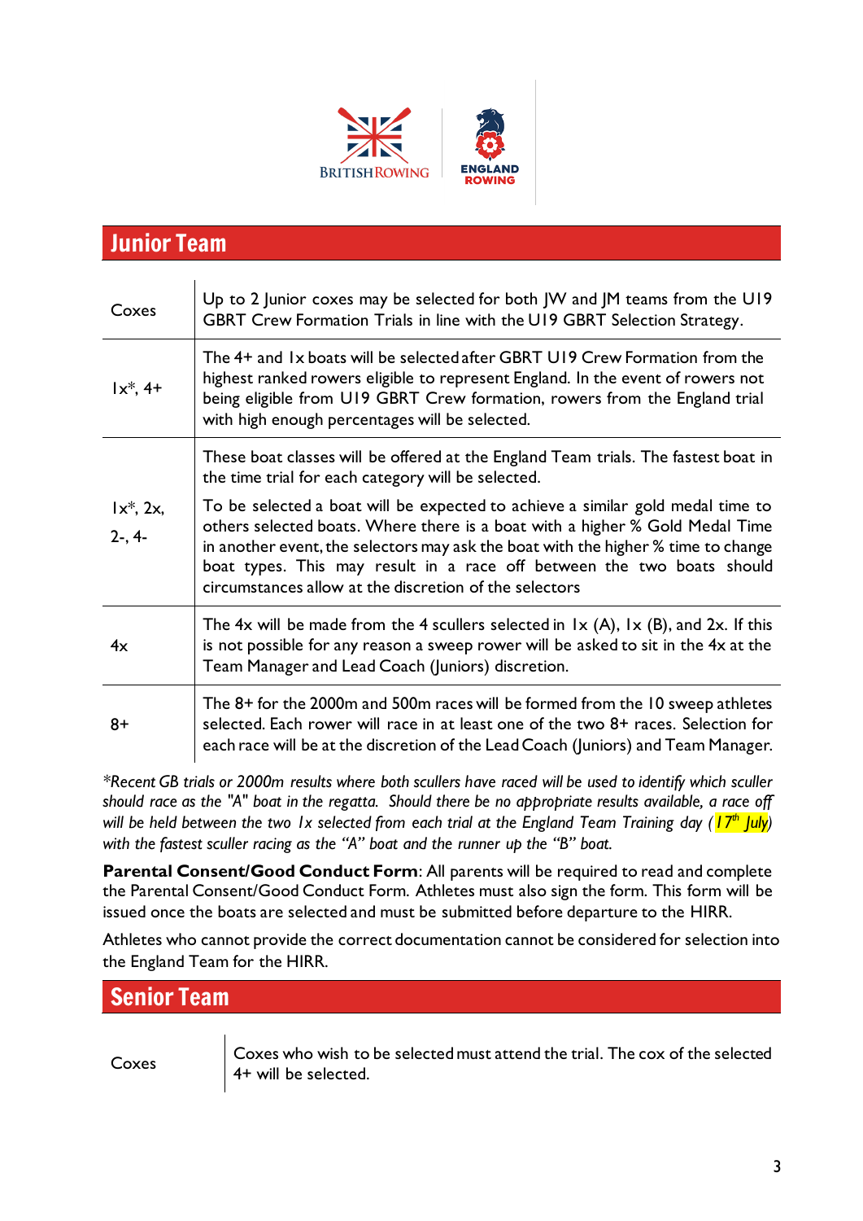## Junior Team

| | |
|---|---|
| Coxes | Up to 2 Junior coxes may be selected for both JW and JM teams from the U19 GBRT Crew Formation Trials in line with the U19 GBRT Selection Strategy. |
| 1x*, 4+ | The 4+ and 1x boats will be selected after GBRT U19 Crew Formation from the highest ranked rowers eligible to represent England. In the event of rowers not being eligible from U19 GBRT Crew formation, rowers from the England trial with high enough percentages will be selected. |
| 1x*, 2x, 2-, 4- | These boat classes will be offered at the England Team trials. The fastest boat in the time trial for each category will be selected. To be selected a boat will be expected to achieve a similar gold medal time to others selected boats. Where there is a boat with a higher % Gold Medal Time in another event, the selectors may ask the boat with the higher % time to change boat types. This may result in a race off between the two boats should circumstances allow at the discretion of the selectors |
| 4x | The 4x will be made from the 4 scullers selected in 1x (A), 1x (B), and 2x. If this is not possible for any reason a sweep rower will be asked to sit in the 4x at the Team Manager and Lead Coach (Juniors) discretion. |
| 8+ | The 8+ for the 2000m and 500m races will be formed from the 10 sweep athletes selected. Each rower will race in at least one of the two 8+ races. Selection for each race will be at the discretion of the Lead Coach (Juniors) and Team Manager. |

*\*Recent GB trials or 2000m results where both scullers have raced will be used to identify which sculler should race as the "A" boat in the regatta. Should there be no appropriate results available, a race off will be held between the two 1x selected from each trial at the England Team Training day (17th July) with the fastest sculler racing as the "A" boat and the runner up the "B" boat.*

**Parental Consent/Good Conduct Form**: All parents will be required to read and complete the Parental Consent/Good Conduct Form. Athletes must also sign the form. This form will be issued once the boats are selected and must be submitted before departure to the HIRR.

Athletes who cannot provide the correct documentation cannot be considered for selection into the England Team for the HIRR.

## Senior Team

| | |
|---|---|
| Coxes | Coxes who wish to be selected must attend the trial. The cox of the selected 4+ will be selected. |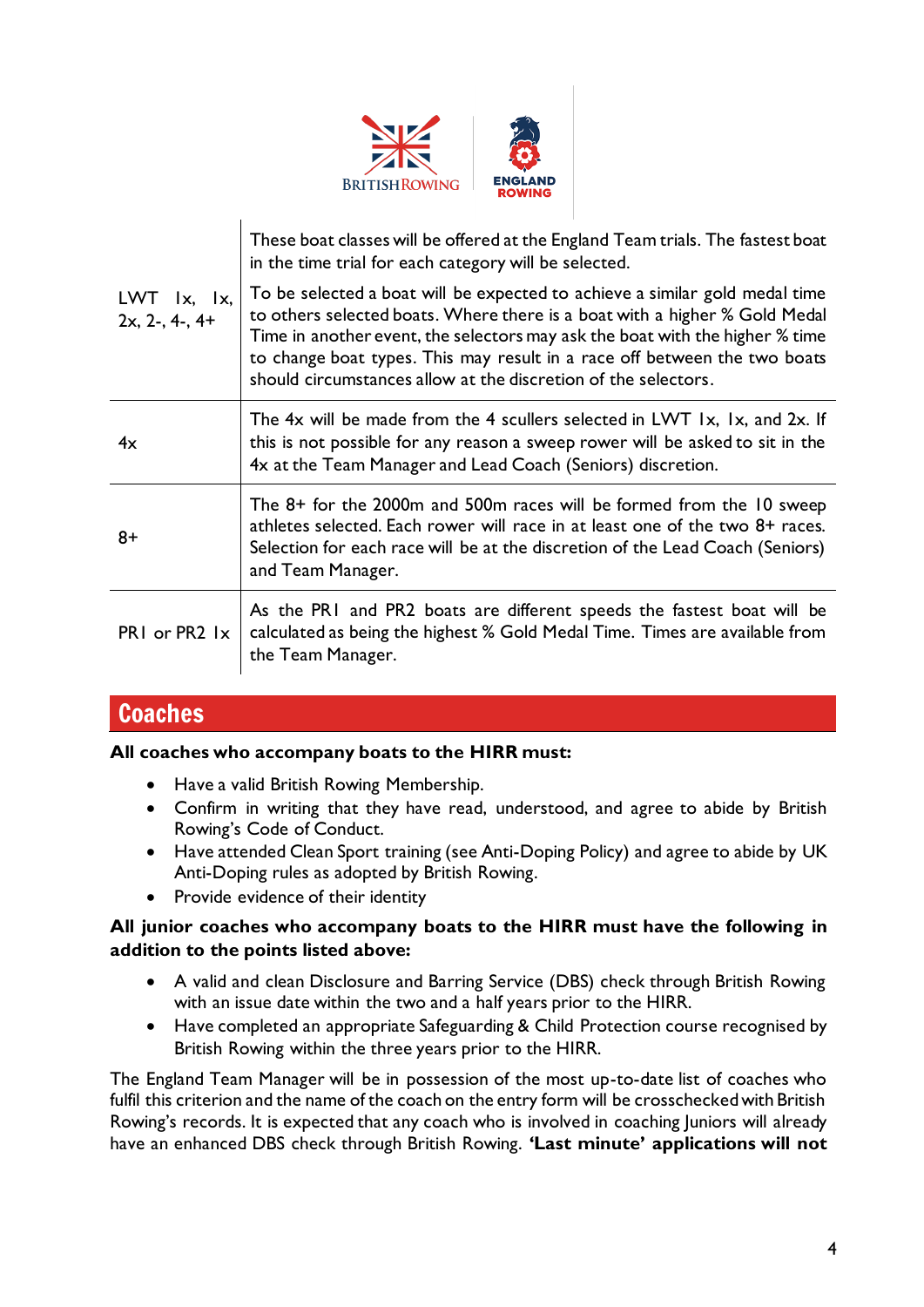| | |
|---|---|
| LWT 1x, 1x, 2x, 2-, 4-, 4+ | These boat classes will be offered at the England Team trials. The fastest boat in the time trial for each category will be selected.<br><br>To be selected a boat will be expected to achieve a similar gold medal time to others selected boats. Where there is a boat with a higher % Gold Medal Time in another event, the selectors may ask the boat with the higher % time to change boat types. This may result in a race off between the two boats should circumstances allow at the discretion of the selectors. |
| 4x | The 4x will be made from the 4 scullers selected in LWT 1x, 1x, and 2x. If this is not possible for any reason a sweep rower will be asked to sit in the 4x at the Team Manager and Lead Coach (Seniors) discretion. |
| 8+ | The 8+ for the 2000m and 500m races will be formed from the 10 sweep athletes selected. Each rower will race in at least one of the two 8+ races. Selection for each race will be at the discretion of the Lead Coach (Seniors) and Team Manager. |
| PR1 or PR2 1x | As the PR1 and PR2 boats are different speeds the fastest boat will be calculated as being the highest % Gold Medal Time. Times are available from the Team Manager. |

## Coaches

**All coaches who accompany boats to the HIRR must:**

- Have a valid British Rowing Membership.
- Confirm in writing that they have read, understood, and agree to abide by British Rowing's Code of Conduct.
- Have attended Clean Sport training (see Anti-Doping Policy) and agree to abide by UK Anti-Doping rules as adopted by British Rowing.
- Provide evidence of their identity

**All junior coaches who accompany boats to the HIRR must have the following in addition to the points listed above:**

- A valid and clean Disclosure and Barring Service (DBS) check through British Rowing with an issue date within the two and a half years prior to the HIRR.
- Have completed an appropriate Safeguarding & Child Protection course recognised by British Rowing within the three years prior to the HIRR.

The England Team Manager will be in possession of the most up-to-date list of coaches who fulfil this criterion and the name of the coach on the entry form will be crosschecked with British Rowing's records. It is expected that any coach who is involved in coaching Juniors will already have an enhanced DBS check through British Rowing. **'Last minute' applications will not**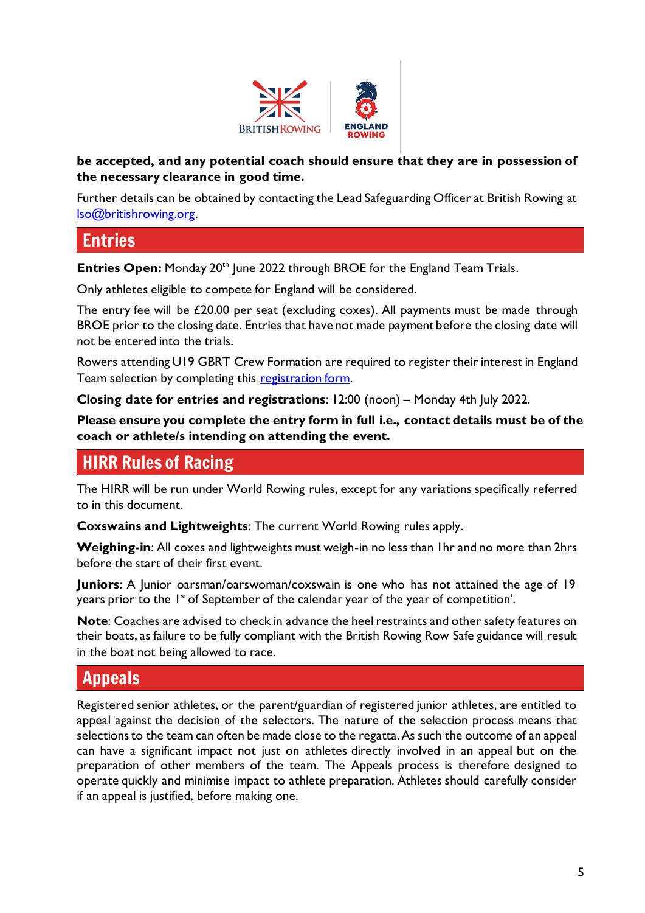**be accepted, and any potential coach should ensure that they are in possession of the necessary clearance in good time.**

Further details can be obtained by contacting the Lead Safeguarding Officer at British Rowing at lso@britishrowing.org.

## Entries

**Entries Open:** Monday 20th June 2022 through BROE for the England Team Trials.

Only athletes eligible to compete for England will be considered.

The entry fee will be £20.00 per seat (excluding coxes). All payments must be made through BROE prior to the closing date. Entries that have not made payment before the closing date will not be entered into the trials.

Rowers attending U19 GBRT Crew Formation are required to register their interest in England Team selection by completing this registration form.

**Closing date for entries and registrations**: 12:00 (noon) – Monday 4th July 2022.

**Please ensure you complete the entry form in full i.e., contact details must be of the coach or athlete/s intending on attending the event.**

## HIRR Rules of Racing

The HIRR will be run under World Rowing rules, except for any variations specifically referred to in this document.

**Coxswains and Lightweights**: The current World Rowing rules apply.

**Weighing-in**: All coxes and lightweights must weigh-in no less than 1hr and no more than 2hrs before the start of their first event.

**Juniors**: A Junior oarsman/oarswoman/coxswain is one who has not attained the age of 19 years prior to the 1st of September of the calendar year of the year of competition'.

**Note**: Coaches are advised to check in advance the heel restraints and other safety features on their boats, as failure to be fully compliant with the British Rowing Row Safe guidance will result in the boat not being allowed to race.

## Appeals

Registered senior athletes, or the parent/guardian of registered junior athletes, are entitled to appeal against the decision of the selectors. The nature of the selection process means that selections to the team can often be made close to the regatta. As such the outcome of an appeal can have a significant impact not just on athletes directly involved in an appeal but on the preparation of other members of the team. The Appeals process is therefore designed to operate quickly and minimise impact to athlete preparation. Athletes should carefully consider if an appeal is justified, before making one.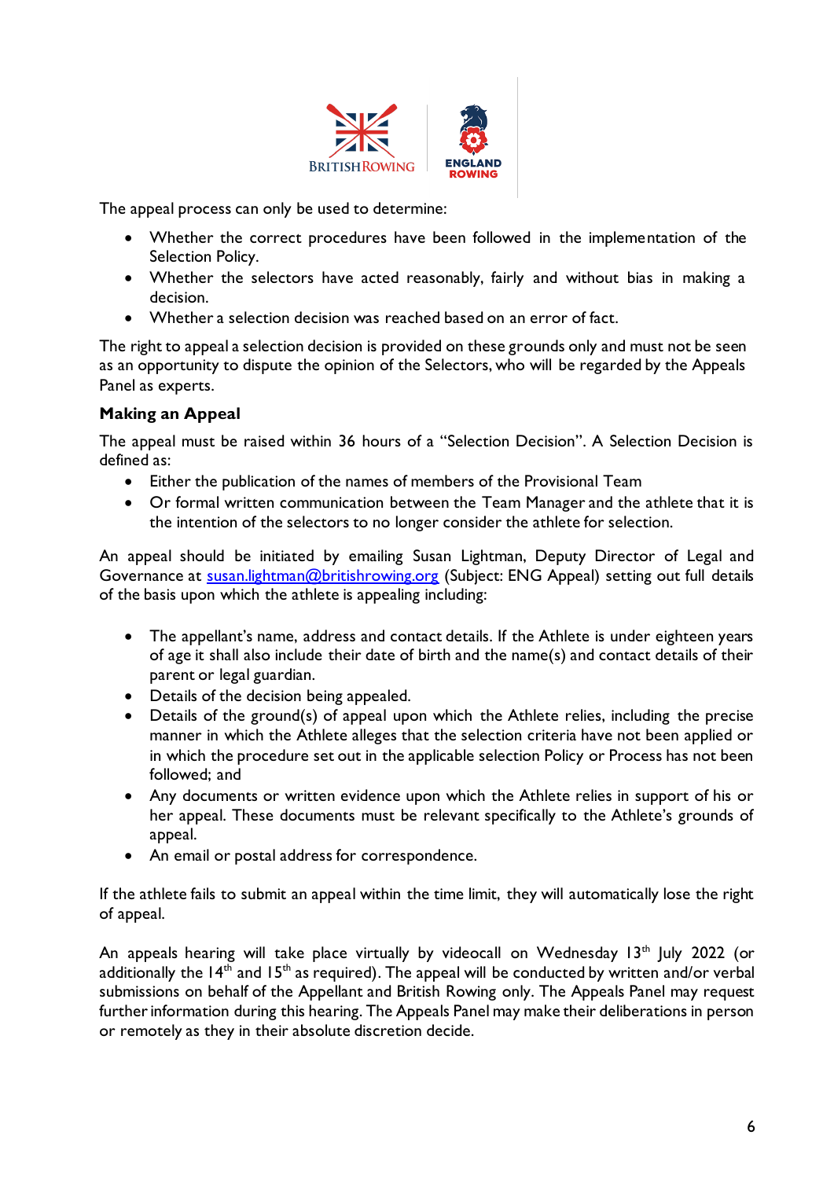The appeal process can only be used to determine:

- Whether the correct procedures have been followed in the implementation of the Selection Policy.
- Whether the selectors have acted reasonably, fairly and without bias in making a decision.
- Whether a selection decision was reached based on an error of fact.

The right to appeal a selection decision is provided on these grounds only and must not be seen as an opportunity to dispute the opinion of the Selectors, who will be regarded by the Appeals Panel as experts.

**Making an Appeal**

The appeal must be raised within 36 hours of a "Selection Decision". A Selection Decision is defined as:

- Either the publication of the names of members of the Provisional Team
- Or formal written communication between the Team Manager and the athlete that it is the intention of the selectors to no longer consider the athlete for selection.

An appeal should be initiated by emailing Susan Lightman, Deputy Director of Legal and Governance at susan.lightman@britishrowing.org (Subject: ENG Appeal) setting out full details of the basis upon which the athlete is appealing including:

- The appellant's name, address and contact details. If the Athlete is under eighteen years of age it shall also include their date of birth and the name(s) and contact details of their parent or legal guardian.
- Details of the decision being appealed.
- Details of the ground(s) of appeal upon which the Athlete relies, including the precise manner in which the Athlete alleges that the selection criteria have not been applied or in which the procedure set out in the applicable selection Policy or Process has not been followed; and
- Any documents or written evidence upon which the Athlete relies in support of his or her appeal. These documents must be relevant specifically to the Athlete's grounds of appeal.
- An email or postal address for correspondence.

If the athlete fails to submit an appeal within the time limit, they will automatically lose the right of appeal.

An appeals hearing will take place virtually by videocall on Wednesday 13th July 2022 (or additionally the 14th and 15th as required). The appeal will be conducted by written and/or verbal submissions on behalf of the Appellant and British Rowing only. The Appeals Panel may request further information during this hearing. The Appeals Panel may make their deliberations in person or remotely as they in their absolute discretion decide.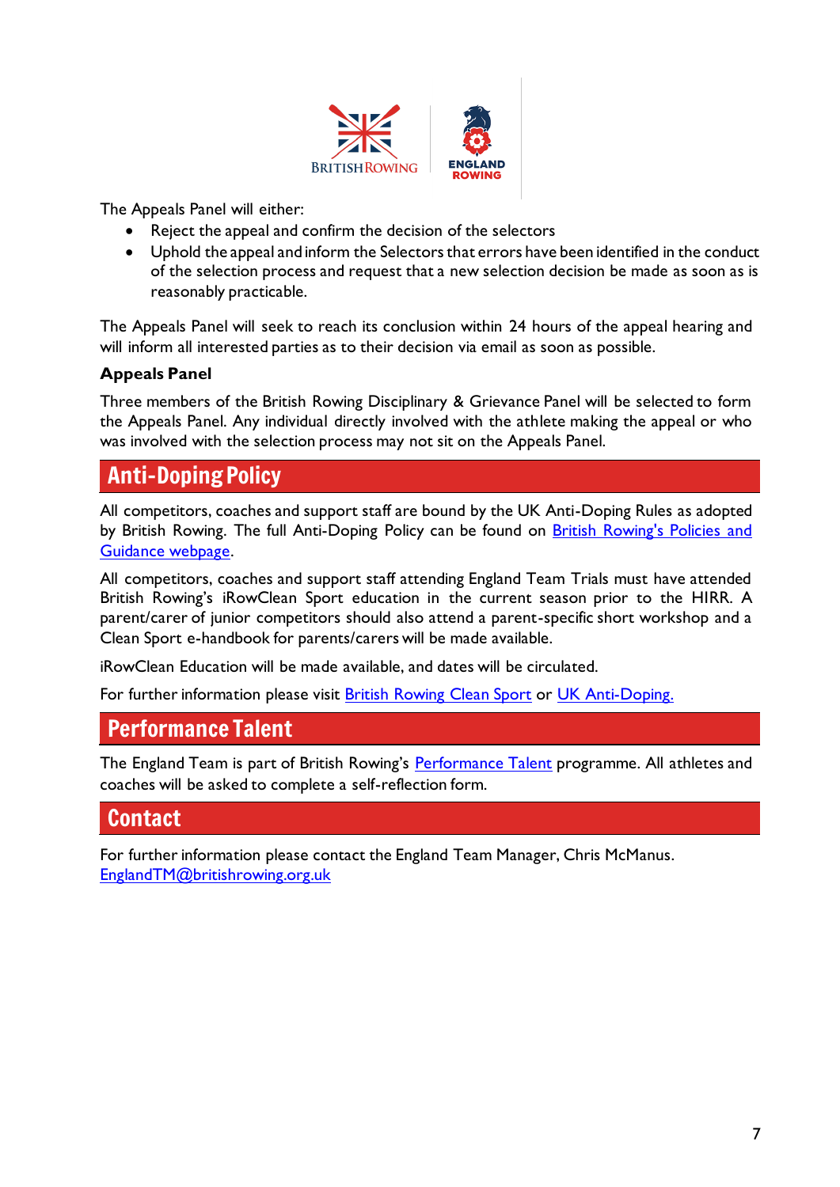The Appeals Panel will either:

- Reject the appeal and confirm the decision of the selectors
- Uphold the appeal and inform the Selectors that errors have been identified in the conduct of the selection process and request that a new selection decision be made as soon as is reasonably practicable.

The Appeals Panel will seek to reach its conclusion within 24 hours of the appeal hearing and will inform all interested parties as to their decision via email as soon as possible.

**Appeals Panel**

Three members of the British Rowing Disciplinary & Grievance Panel will be selected to form the Appeals Panel. Any individual directly involved with the athlete making the appeal or who was involved with the selection process may not sit on the Appeals Panel.

## Anti-Doping Policy

All competitors, coaches and support staff are bound by the UK Anti-Doping Rules as adopted by British Rowing. The full Anti-Doping Policy can be found on British Rowing's Policies and Guidance webpage.

All competitors, coaches and support staff attending England Team Trials must have attended British Rowing's iRowClean Sport education in the current season prior to the HIRR. A parent/carer of junior competitors should also attend a parent-specific short workshop and a Clean Sport e-handbook for parents/carers will be made available.

iRowClean Education will be made available, and dates will be circulated.

For further information please visit British Rowing Clean Sport or UK Anti-Doping.

## Performance Talent

The England Team is part of British Rowing's Performance Talent programme. All athletes and coaches will be asked to complete a self-reflection form.

## Contact

For further information please contact the England Team Manager, Chris McManus.
EnglandTM@britishrowing.org.uk